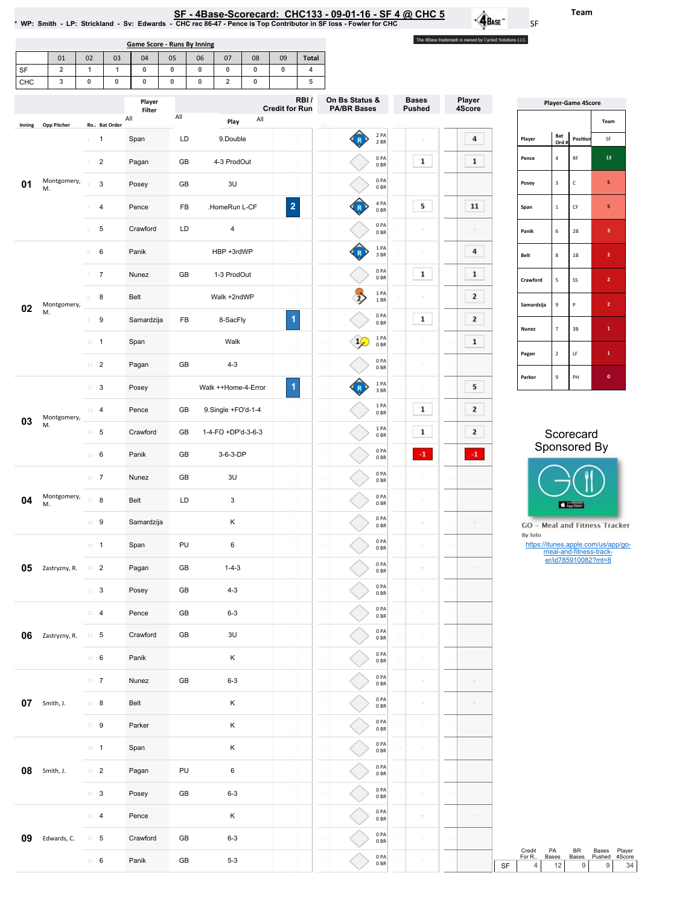# SF - 4Base-Scorecard: CHC133 - 09-01-16 - SF 4 @ CHC 5

* WP: Smith - LP: Strickland - Sv: Edwards - CHC rec 86-47 - Pence is Top Contributor in SF loss - Fowler for CHC

Team: SF

The 4Base trademark is owned by Cycled Solutions LLC.

## Game Score - Runs By Inning

| | 01 | 02 | 03 | 04 | 05 | 06 | 07 | 08 | 09 | Total |
|---|---|---|---|---|---|---|---|---|---|---|
| SF | 2 | 1 | 1 | 0 | 0 | 0 | 0 | 0 | 0 | 4 |
| CHC | 3 | 0 | 0 | 0 | 0 | 0 | 2 | 0 | | 5 |

## Scorecard

| Inning | Opp Pitcher | Ro.. | Bat Order | Player | | Play | RBI / Credit for Run | On Bs Status & PA/BR Bases | Bases Pushed | Player 4Score |
|---|---|---|---|---|---|---|---|---|---|---|
| 01 | Montgomery, M. | 1 | 1 | Span | LD | 9.Double | | R; 2 PA 2 BR | | 4 |
| | | 2 | 2 | Pagan | GB | 4-3 ProdOut | | 0 PA 0 BR | 1 | 1 |
| | | 3 | 3 | Posey | GB | 3U | | 0 PA 0 BR | | |
| | | 4 | 4 | Pence | FB | .HomeRun L-CF | 2 | R; 4 PA 0 BR | 5 | 11 |
| | | 5 | 5 | Crawford | LD | 4 | | 0 PA 0 BR | | |
| 02 | Montgomery, M. | 6 | 6 | Panik | | HBP +3rdWP | | R; 1 PA 3 BR | | 4 |
| | | 7 | 7 | Nunez | GB | 1-3 ProdOut | | 0 PA 0 BR | 1 | 1 |
| | | 8 | 8 | Belt | | Walk +2ndWP | | 2; 1 PA 1 BR | | 2 |
| | | 9 | 9 | Samardzija | FB | 8-SacFly | 1 | 0 PA 0 BR | 1 | 2 |
| | | 10 | 1 | Span | | Walk | | 1; 1 PA 0 BR | | 1 |
| | | 11 | 2 | Pagan | GB | 4-3 | | 0 PA 0 BR | | |
| 03 | Montgomery, M. | 12 | 3 | Posey | | Walk ++Home-4-Error | 1 | R; 1 PA 3 BR | | 5 |
| | | 13 | 4 | Pence | GB | 9.Single +FO'd-1-4 | | 1 PA 0 BR | 1 | 2 |
| | | 14 | 5 | Crawford | GB | 1-4-FO +DP'd-3-6-3 | | 1 PA 0 BR | 1 | 2 |
| | | 15 | 6 | Panik | GB | 3-6-3-DP | | 0 PA 0 BR | -1 | -1 |
| 04 | Montgomery, M. | 16 | 7 | Nunez | GB | 3U | | 0 PA 0 BR | | |
| | | 17 | 8 | Belt | LD | 3 | | 0 PA 0 BR | | |
| | | 18 | 9 | Samardzija | | K | | 0 PA 0 BR | | |
| 05 | Zastryzny, R. | 19 | 1 | Span | PU | 6 | | 0 PA 0 BR | | |
| | | 20 | 2 | Pagan | GB | 1-4-3 | | 0 PA 0 BR | | |
| | | 21 | 3 | Posey | GB | 4-3 | | 0 PA 0 BR | | |
| 06 | Zastryzny, R. | 22 | 4 | Pence | GB | 6-3 | | 0 PA 0 BR | | |
| | | 23 | 5 | Crawford | GB | 3U | | 0 PA 0 BR | | |
| | | 24 | 6 | Panik | | K | | 0 PA 0 BR | | |
| 07 | Smith, J. | 25 | 7 | Nunez | GB | 6-3 | | 0 PA 0 BR | | |
| | | 26 | 8 | Belt | | K | | 0 PA 0 BR | | |
| | | 27 | 9 | Parker | | K | | 0 PA 0 BR | | |
| 08 | Smith, J. | 28 | 1 | Span | | K | | 0 PA 0 BR | | |
| | | 29 | 2 | Pagan | PU | 6 | | 0 PA 0 BR | | |
| | | 30 | 3 | Posey | GB | 6-3 | | 0 PA 0 BR | | |
| 09 | Edwards, C. | 31 | 4 | Pence | | K | | 0 PA 0 BR | | |
| | | 32 | 5 | Crawford | GB | 6-3 | | 0 PA 0 BR | | |
| | | 33 | 6 | Panik | GB | 5-3 | | 0 PA 0 BR | | |

| | Credit For R.. | PA Bases | BR Bases | Bases Pushed | Player 4Score |
|---|---|---|---|---|---|
| SF | 4 | 12 | 9 | 9 | 34 |

## Player-Game 4Score

| Player | Bat Ord # | Position | Team SF |
|---|---|---|---|
| Pence | 4 | RF | 13 |
| Posey | 3 | C | 5 |
| Span | 1 | CF | 5 |
| Panik | 6 | 2B | 3 |
| Belt | 8 | 1B | 2 |
| Crawford | 5 | SS | 2 |
| Samardzija | 9 | P | 2 |
| Nunez | 7 | 3B | 1 |
| Pagan | 2 | LF | 1 |
| Parker | 9 | PH | 0 |

Scorecard Sponsored By

GO - Meal and Fitness Tracker
By Iolo

https://itunes.apple.com/us/app/go-meal-and-fitness-track-er/id785910082?mt=8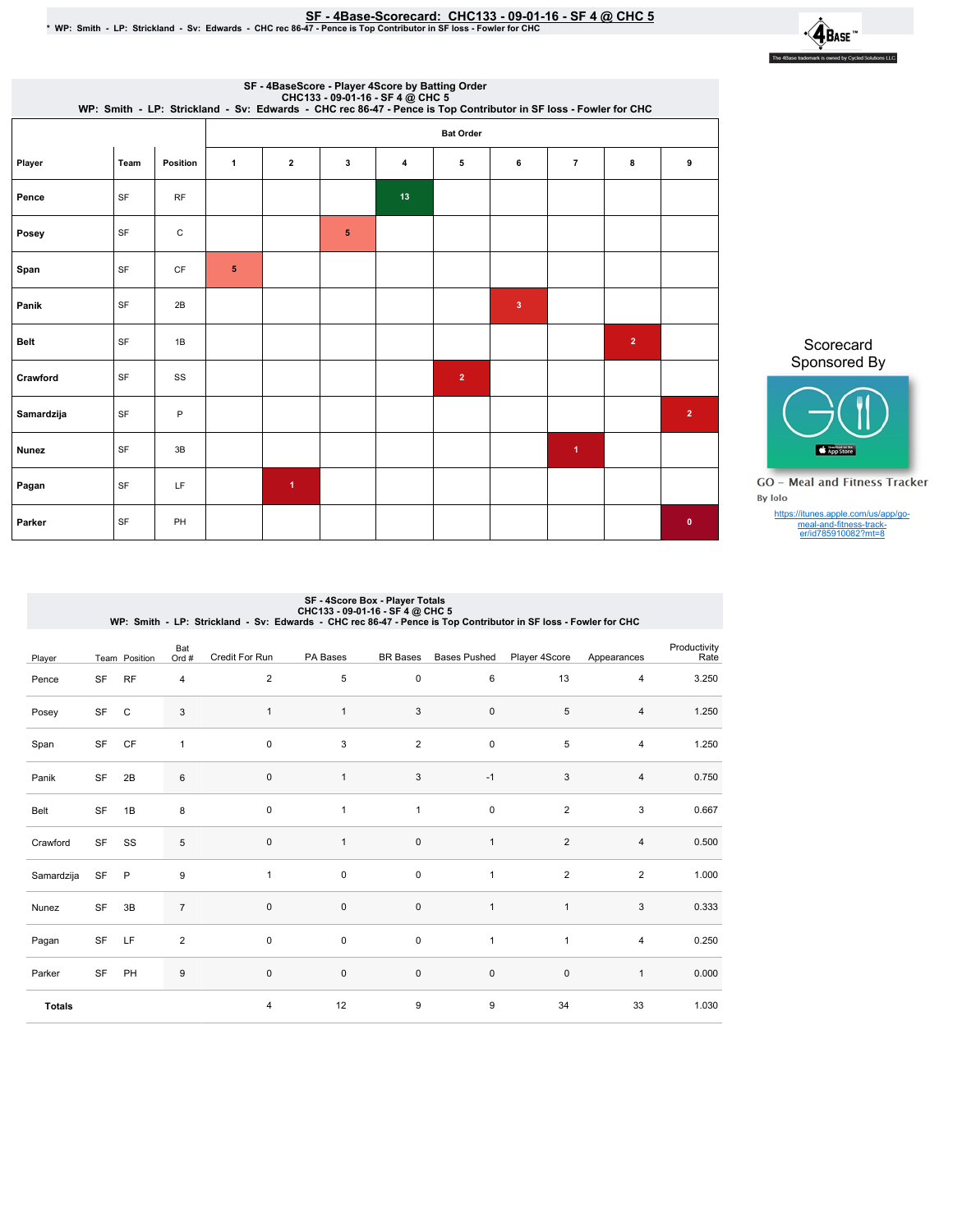# SF - 4Base-Scorecard: CHC133 - 09-01-16 - SF 4 @ CHC 5

\* WP: Smith - LP: Strickland - Sv: Edwards - CHC rec 86-47 - Pence is Top Contributor in SF loss - Fowler for CHC

The 4Base trademark is owned by Cycled Solutions LLC.

## SF - 4BaseScore - Player 4Score by Batting Order

CHC133 - 09-01-16 - SF 4 @ CHC 5

WP: Smith - LP: Strickland - Sv: Edwards - CHC rec 86-47 - Pence is Top Contributor in SF loss - Fowler for CHC

| Player | Team | Position | Bat Order 1 | 2 | 3 | 4 | 5 | 6 | 7 | 8 | 9 |
|---|---|---|---|---|---|---|---|---|---|---|---|
| Pence | SF | RF | | | | 13 | | | | | |
| Posey | SF | C | | | 5 | | | | | | |
| Span | SF | CF | 5 | | | | | | | | |
| Panik | SF | 2B | | | | | | 3 | | | |
| Belt | SF | 1B | | | | | | | | 2 | |
| Crawford | SF | SS | | | | | 2 | | | | |
| Samardzija | SF | P | | | | | | | | | 2 |
| Nunez | SF | 3B | | | | | | | 1 | | |
| Pagan | SF | LF | | 1 | | | | | | | |
| Parker | SF | PH | | | | | | | | | 0 |

Scorecard Sponsored By

GO - Meal and Fitness Tracker

By Iolo

https://itunes.apple.com/us/app/go-meal-and-fitness-track-er/id785910082?mt=8

## SF - 4Score Box - Player Totals

CHC133 - 09-01-16 - SF 4 @ CHC 5

WP: Smith - LP: Strickland - Sv: Edwards - CHC rec 86-47 - Pence is Top Contributor in SF loss - Fowler for CHC

| Player | Team | Position | Bat Ord # | Credit For Run | PA Bases | BR Bases | Bases Pushed | Player 4Score | Appearances | Productivity Rate |
|---|---|---|---|---|---|---|---|---|---|---|
| Pence | SF | RF | 4 | 2 | 5 | 0 | 6 | 13 | 4 | 3.250 |
| Posey | SF | C | 3 | 1 | 1 | 3 | 0 | 5 | 4 | 1.250 |
| Span | SF | CF | 1 | 0 | 3 | 2 | 0 | 5 | 4 | 1.250 |
| Panik | SF | 2B | 6 | 0 | 1 | 3 | -1 | 3 | 4 | 0.750 |
| Belt | SF | 1B | 8 | 0 | 1 | 1 | 0 | 2 | 3 | 0.667 |
| Crawford | SF | SS | 5 | 0 | 1 | 0 | 1 | 2 | 4 | 0.500 |
| Samardzija | SF | P | 9 | 1 | 0 | 0 | 1 | 2 | 2 | 1.000 |
| Nunez | SF | 3B | 7 | 0 | 0 | 0 | 1 | 1 | 3 | 0.333 |
| Pagan | SF | LF | 2 | 0 | 0 | 0 | 1 | 1 | 4 | 0.250 |
| Parker | SF | PH | 9 | 0 | 0 | 0 | 0 | 0 | 1 | 0.000 |
| **Totals** | | | | 4 | 12 | 9 | 9 | 34 | 33 | 1.030 |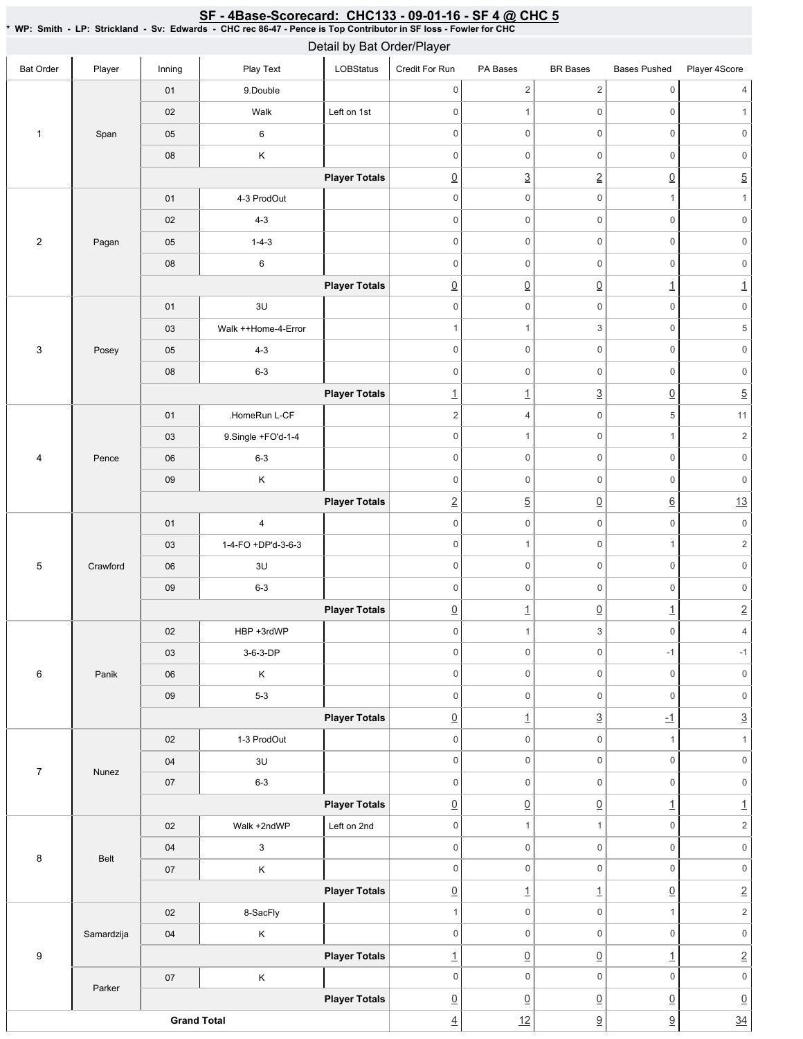## SF - 4Base-Scorecard: CHC133 - 09-01-16 - SF 4 @ CHC 5

* WP: Smith - LP: Strickland - Sv: Edwards - CHC rec 86-47 - Pence is Top Contributor in SF loss - Fowler for CHC

### Detail by Bat Order/Player

| Bat Order | Player | Inning | Play Text | LOBStatus | Credit For Run | PA Bases | BR Bases | Bases Pushed | Player 4Score |
|---|---|---|---|---|---|---|---|---|---|
| 1 | Span | 01 | 9.Double | | 0 | 2 | 2 | 0 | 4 |
| | | 02 | Walk | Left on 1st | 0 | 1 | 0 | 0 | 1 |
| | | 05 | 6 | | 0 | 0 | 0 | 0 | 0 |
| | | 08 | K | | 0 | 0 | 0 | 0 | 0 |
| | | | | Player Totals | 0 | 3 | 2 | 0 | 5 |
| 2 | Pagan | 01 | 4-3 ProdOut | | 0 | 0 | 0 | 1 | 1 |
| | | 02 | 4-3 | | 0 | 0 | 0 | 0 | 0 |
| | | 05 | 1-4-3 | | 0 | 0 | 0 | 0 | 0 |
| | | 08 | 6 | | 0 | 0 | 0 | 0 | 0 |
| | | | | Player Totals | 0 | 0 | 0 | 1 | 1 |
| 3 | Posey | 01 | 3U | | 0 | 0 | 0 | 0 | 0 |
| | | 03 | Walk ++Home-4-Error | | 1 | 1 | 3 | 0 | 5 |
| | | 05 | 4-3 | | 0 | 0 | 0 | 0 | 0 |
| | | 08 | 6-3 | | 0 | 0 | 0 | 0 | 0 |
| | | | | Player Totals | 1 | 1 | 3 | 0 | 5 |
| 4 | Pence | 01 | .HomeRun L-CF | | 2 | 4 | 0 | 5 | 11 |
| | | 03 | 9.Single +FO'd-1-4 | | 0 | 1 | 0 | 1 | 2 |
| | | 06 | 6-3 | | 0 | 0 | 0 | 0 | 0 |
| | | 09 | K | | 0 | 0 | 0 | 0 | 0 |
| | | | | Player Totals | 2 | 5 | 0 | 6 | 13 |
| 5 | Crawford | 01 | 4 | | 0 | 0 | 0 | 0 | 0 |
| | | 03 | 1-4-FO +DP'd-3-6-3 | | 0 | 1 | 0 | 1 | 2 |
| | | 06 | 3U | | 0 | 0 | 0 | 0 | 0 |
| | | 09 | 6-3 | | 0 | 0 | 0 | 0 | 0 |
| | | | | Player Totals | 0 | 1 | 0 | 1 | 2 |
| 6 | Panik | 02 | HBP +3rdWP | | 0 | 1 | 3 | 0 | 4 |
| | | 03 | 3-6-3-DP | | 0 | 0 | 0 | -1 | -1 |
| | | 06 | K | | 0 | 0 | 0 | 0 | 0 |
| | | 09 | 5-3 | | 0 | 0 | 0 | 0 | 0 |
| | | | | Player Totals | 0 | 1 | 3 | -1 | 3 |
| 7 | Nunez | 02 | 1-3 ProdOut | | 0 | 0 | 0 | 1 | 1 |
| | | 04 | 3U | | 0 | 0 | 0 | 0 | 0 |
| | | 07 | 6-3 | | 0 | 0 | 0 | 0 | 0 |
| | | | | Player Totals | 0 | 0 | 0 | 1 | 1 |
| 8 | Belt | 02 | Walk +2ndWP | Left on 2nd | 0 | 1 | 1 | 0 | 2 |
| | | 04 | 3 | | 0 | 0 | 0 | 0 | 0 |
| | | 07 | K | | 0 | 0 | 0 | 0 | 0 |
| | | | | Player Totals | 0 | 1 | 1 | 0 | 2 |
| 9 | Samardzija | 02 | 8-SacFly | | 1 | 0 | 0 | 1 | 2 |
| | | 04 | K | | 0 | 0 | 0 | 0 | 0 |
| | | | | Player Totals | 1 | 0 | 0 | 1 | 2 |
| | Parker | 07 | K | | 0 | 0 | 0 | 0 | 0 |
| | | | | Player Totals | 0 | 0 | 0 | 0 | 0 |
| Grand Total | | | | | 4 | 12 | 9 | 9 | 34 |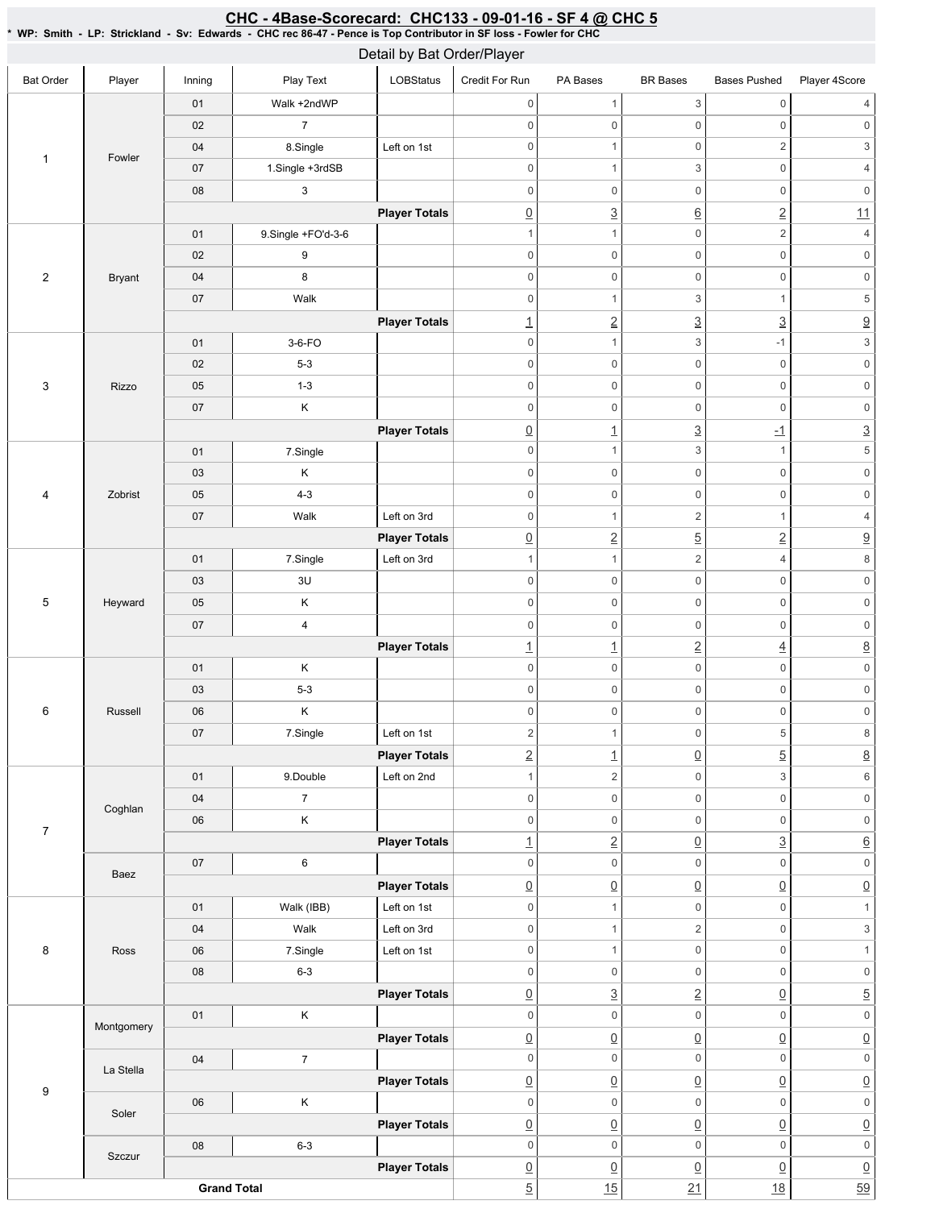# CHC - 4Base-Scorecard: CHC133 - 09-01-16 - SF 4 @ CHC 5

* WP: Smith - LP: Strickland - Sv: Edwards - CHC rec 86-47 - Pence is Top Contributor in SF loss - Fowler for CHC

## Detail by Bat Order/Player

| Bat Order | Player | Inning | Play Text | LOBStatus | Credit For Run | PA Bases | BR Bases | Bases Pushed | Player 4Score |
|---|---|---|---|---|---|---|---|---|---|
| 1 | Fowler | 01 | Walk +2ndWP | | 0 | 1 | 3 | 0 | 4 |
| | | 02 | 7 | | 0 | 0 | 0 | 0 | 0 |
| | | 04 | 8.Single | Left on 1st | 0 | 1 | 0 | 2 | 3 |
| | | 07 | 1.Single +3rdSB | | 0 | 1 | 3 | 0 | 4 |
| | | 08 | 3 | | 0 | 0 | 0 | 0 | 0 |
| | | | | Player Totals | 0 | 3 | 6 | 2 | 11 |
| 2 | Bryant | 01 | 9.Single +FO'd-3-6 | | 1 | 1 | 0 | 2 | 4 |
| | | 02 | 9 | | 0 | 0 | 0 | 0 | 0 |
| | | 04 | 8 | | 0 | 0 | 0 | 0 | 0 |
| | | 07 | Walk | | 0 | 1 | 3 | 1 | 5 |
| | | | | Player Totals | 1 | 2 | 3 | 3 | 9 |
| 3 | Rizzo | 01 | 3-6-FO | | 0 | 1 | 3 | -1 | 3 |
| | | 02 | 5-3 | | 0 | 0 | 0 | 0 | 0 |
| | | 05 | 1-3 | | 0 | 0 | 0 | 0 | 0 |
| | | 07 | K | | 0 | 0 | 0 | 0 | 0 |
| | | | | Player Totals | 0 | 1 | 3 | -1 | 3 |
| 4 | Zobrist | 01 | 7.Single | | 0 | 1 | 3 | 1 | 5 |
| | | 03 | K | | 0 | 0 | 0 | 0 | 0 |
| | | 05 | 4-3 | | 0 | 0 | 0 | 0 | 0 |
| | | 07 | Walk | Left on 3rd | 0 | 1 | 2 | 1 | 4 |
| | | | | Player Totals | 0 | 2 | 5 | 2 | 9 |
| 5 | Heyward | 01 | 7.Single | Left on 3rd | 1 | 1 | 2 | 4 | 8 |
| | | 03 | 3U | | 0 | 0 | 0 | 0 | 0 |
| | | 05 | K | | 0 | 0 | 0 | 0 | 0 |
| | | 07 | 4 | | 0 | 0 | 0 | 0 | 0 |
| | | | | Player Totals | 1 | 1 | 2 | 4 | 8 |
| 6 | Russell | 01 | K | | 0 | 0 | 0 | 0 | 0 |
| | | 03 | 5-3 | | 0 | 0 | 0 | 0 | 0 |
| | | 06 | K | | 0 | 0 | 0 | 0 | 0 |
| | | 07 | 7.Single | Left on 1st | 2 | 1 | 0 | 5 | 8 |
| | | | | Player Totals | 2 | 1 | 0 | 5 | 8 |
| 7 | Coghlan | 01 | 9.Double | Left on 2nd | 1 | 2 | 0 | 3 | 6 |
| | | 04 | 7 | | 0 | 0 | 0 | 0 | 0 |
| | | 06 | K | | 0 | 0 | 0 | 0 | 0 |
| | | | | Player Totals | 1 | 2 | 0 | 3 | 6 |
| | Baez | 07 | 6 | | 0 | 0 | 0 | 0 | 0 |
| | | | | Player Totals | 0 | 0 | 0 | 0 | 0 |
| 8 | Ross | 01 | Walk (IBB) | Left on 1st | 0 | 1 | 0 | 0 | 1 |
| | | 04 | Walk | Left on 3rd | 0 | 1 | 2 | 0 | 3 |
| | | 06 | 7.Single | Left on 1st | 0 | 1 | 0 | 0 | 1 |
| | | 08 | 6-3 | | 0 | 0 | 0 | 0 | 0 |
| | | | | Player Totals | 0 | 3 | 2 | 0 | 5 |
| 9 | Montgomery | 01 | K | | 0 | 0 | 0 | 0 | 0 |
| | | | | Player Totals | 0 | 0 | 0 | 0 | 0 |
| | La Stella | 04 | 7 | | 0 | 0 | 0 | 0 | 0 |
| | | | | Player Totals | 0 | 0 | 0 | 0 | 0 |
| | Soler | 06 | K | | 0 | 0 | 0 | 0 | 0 |
| | | | | Player Totals | 0 | 0 | 0 | 0 | 0 |
| | Szczur | 08 | 6-3 | | 0 | 0 | 0 | 0 | 0 |
| | | | | Player Totals | 0 | 0 | 0 | 0 | 0 |
| Grand Total | | | | | 5 | 15 | 21 | 18 | 59 |